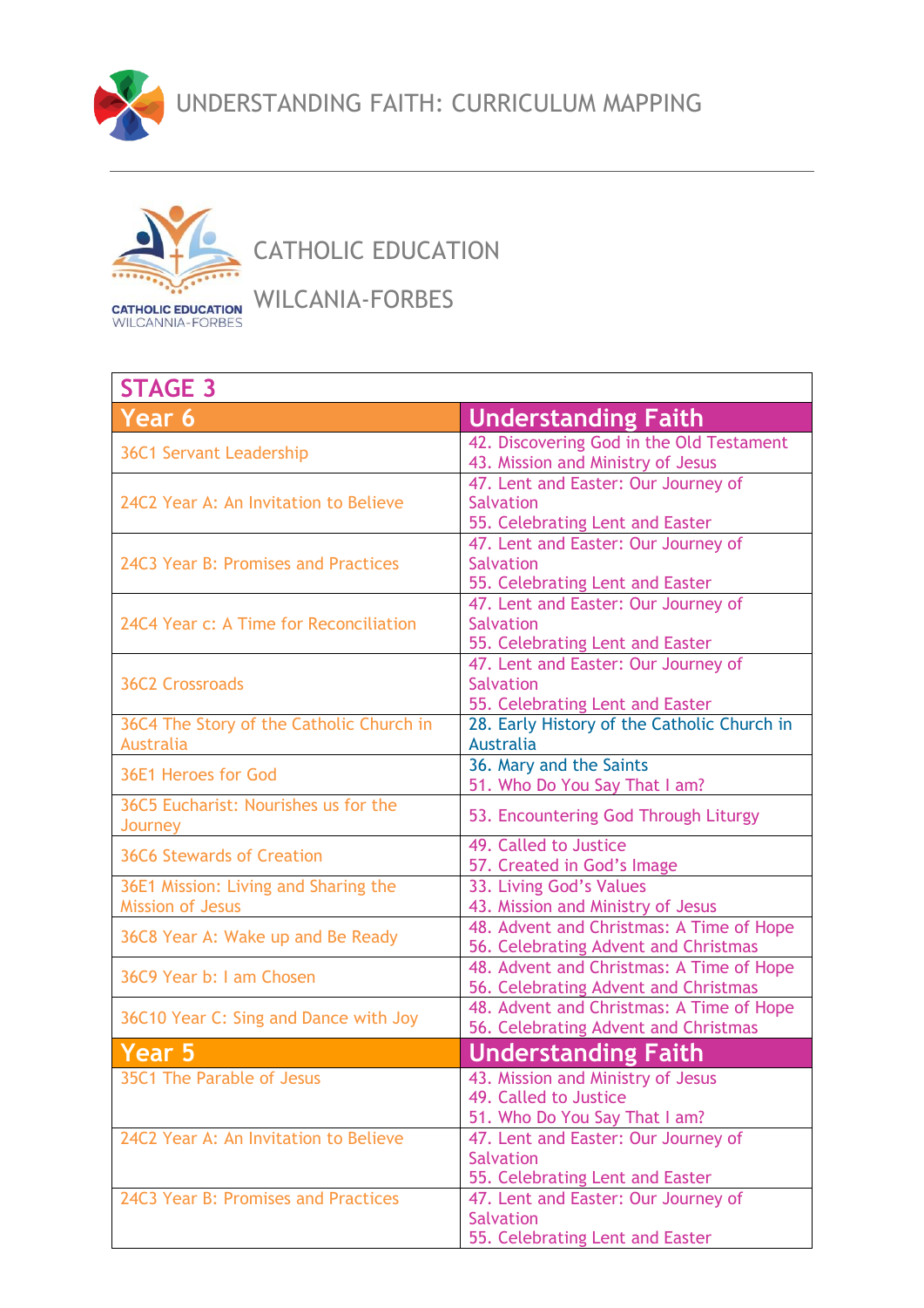# UNDERSTANDING FAITH: CURRICULUM MAPPING

## CATHOLIC EDUCATION WILCANIA-FORBES

| STAGE 3 | |
|---|---|
| **Year 6** | **Understanding Faith** |
| 36C1 Servant Leadership | 42. Discovering God in the Old Testament<br>43. Mission and Ministry of Jesus |
| 24C2 Year A: An Invitation to Believe | 47. Lent and Easter: Our Journey of Salvation<br>55. Celebrating Lent and Easter |
| 24C3 Year B: Promises and Practices | 47. Lent and Easter: Our Journey of Salvation<br>55. Celebrating Lent and Easter |
| 24C4 Year c: A Time for Reconciliation | 47. Lent and Easter: Our Journey of Salvation<br>55. Celebrating Lent and Easter |
| 36C2 Crossroads | 47. Lent and Easter: Our Journey of Salvation<br>55. Celebrating Lent and Easter |
| 36C4 The Story of the Catholic Church in Australia | 28. Early History of the Catholic Church in Australia |
| 36E1 Heroes for God | 36. Mary and the Saints<br>51. Who Do You Say That I am? |
| 36C5 Eucharist: Nourishes us for the Journey | 53. Encountering God Through Liturgy |
| 36C6 Stewards of Creation | 49. Called to Justice<br>57. Created in God's Image |
| 36E1 Mission: Living and Sharing the Mission of Jesus | 33. Living God's Values<br>43. Mission and Ministry of Jesus |
| 36C8 Year A: Wake up and Be Ready | 48. Advent and Christmas: A Time of Hope<br>56. Celebrating Advent and Christmas |
| 36C9 Year b: I am Chosen | 48. Advent and Christmas: A Time of Hope<br>56. Celebrating Advent and Christmas |
| 36C10 Year C: Sing and Dance with Joy | 48. Advent and Christmas: A Time of Hope<br>56. Celebrating Advent and Christmas |
| **Year 5** | **Understanding Faith** |
| 35C1 The Parable of Jesus | 43. Mission and Ministry of Jesus<br>49. Called to Justice<br>51. Who Do You Say That I am? |
| 24C2 Year A: An Invitation to Believe | 47. Lent and Easter: Our Journey of Salvation<br>55. Celebrating Lent and Easter |
| 24C3 Year B: Promises and Practices | 47. Lent and Easter: Our Journey of Salvation<br>55. Celebrating Lent and Easter |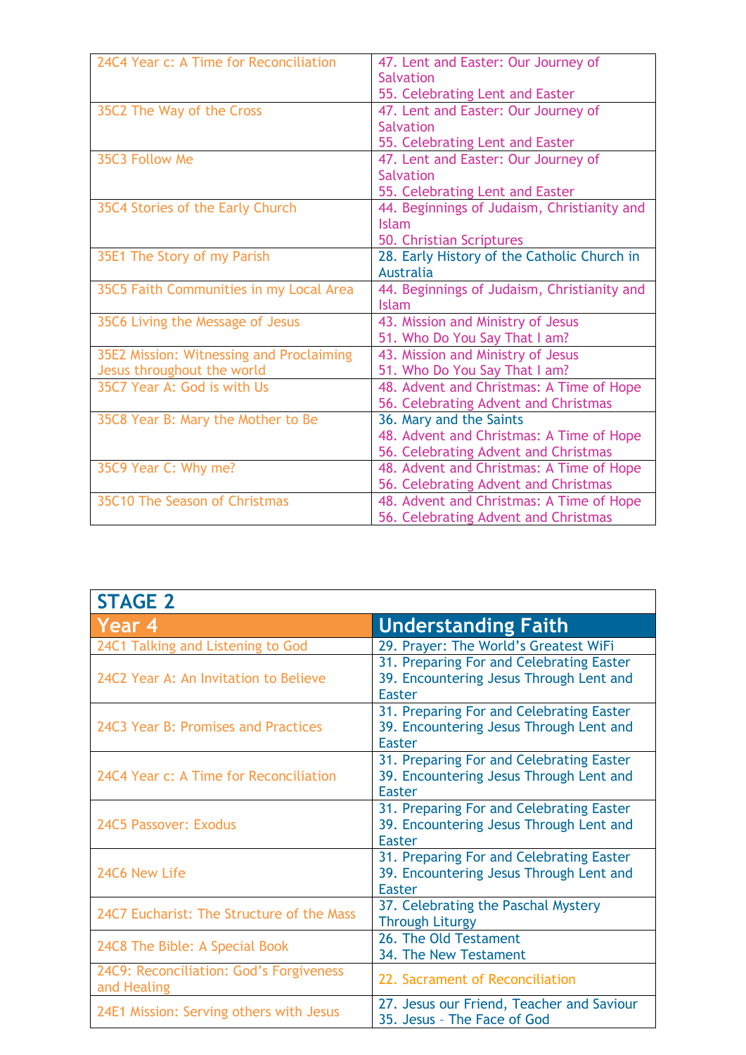| | |
|---|---|
| 24C4 Year c: A Time for Reconciliation | 47. Lent and Easter: Our Journey of Salvation<br>55. Celebrating Lent and Easter |
| 35C2 The Way of the Cross | 47. Lent and Easter: Our Journey of Salvation<br>55. Celebrating Lent and Easter |
| 35C3 Follow Me | 47. Lent and Easter: Our Journey of Salvation<br>55. Celebrating Lent and Easter |
| 35C4 Stories of the Early Church | 44. Beginnings of Judaism, Christianity and Islam<br>50. Christian Scriptures |
| 35E1 The Story of my Parish | 28. Early History of the Catholic Church in Australia |
| 35C5 Faith Communities in my Local Area | 44. Beginnings of Judaism, Christianity and Islam |
| 35C6 Living the Message of Jesus | 43. Mission and Ministry of Jesus<br>51. Who Do You Say That I am? |
| 35E2 Mission: Witnessing and Proclaiming Jesus throughout the world | 43. Mission and Ministry of Jesus<br>51. Who Do You Say That I am? |
| 35C7 Year A: God is with Us | 48. Advent and Christmas: A Time of Hope<br>56. Celebrating Advent and Christmas |
| 35C8 Year B: Mary the Mother to Be | 36. Mary and the Saints<br>48. Advent and Christmas: A Time of Hope<br>56. Celebrating Advent and Christmas |
| 35C9 Year C: Why me? | 48. Advent and Christmas: A Time of Hope<br>56. Celebrating Advent and Christmas |
| 35C10 The Season of Christmas | 48. Advent and Christmas: A Time of Hope<br>56. Celebrating Advent and Christmas |

## STAGE 2

| Year 4 | Understanding Faith |
|---|---|
| 24C1 Talking and Listening to God | 29. Prayer: The World's Greatest WiFi |
| 24C2 Year A: An Invitation to Believe | 31. Preparing For and Celebrating Easter<br>39. Encountering Jesus Through Lent and Easter |
| 24C3 Year B: Promises and Practices | 31. Preparing For and Celebrating Easter<br>39. Encountering Jesus Through Lent and Easter |
| 24C4 Year c: A Time for Reconciliation | 31. Preparing For and Celebrating Easter<br>39. Encountering Jesus Through Lent and Easter |
| 24C5 Passover: Exodus | 31. Preparing For and Celebrating Easter<br>39. Encountering Jesus Through Lent and Easter |
| 24C6 New Life | 31. Preparing For and Celebrating Easter<br>39. Encountering Jesus Through Lent and Easter |
| 24C7 Eucharist: The Structure of the Mass | 37. Celebrating the Paschal Mystery Through Liturgy |
| 24C8 The Bible: A Special Book | 26. The Old Testament<br>34. The New Testament |
| 24C9: Reconciliation: God's Forgiveness and Healing | 22. Sacrament of Reconciliation |
| 24E1 Mission: Serving others with Jesus | 27. Jesus our Friend, Teacher and Saviour<br>35. Jesus – The Face of God |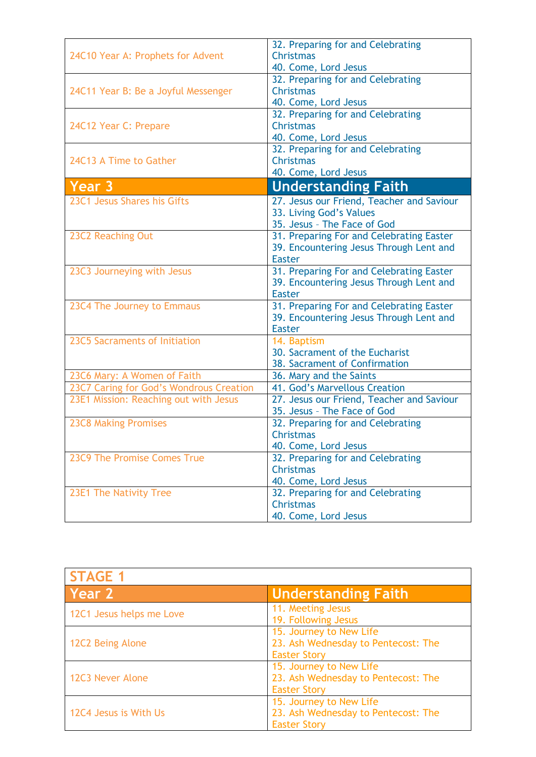| | |
|---|---|
| 24C10 Year A: Prophets for Advent | 32. Preparing for and Celebrating Christmas<br>40. Come, Lord Jesus |
| 24C11 Year B: Be a Joyful Messenger | 32. Preparing for and Celebrating Christmas<br>40. Come, Lord Jesus |
| 24C12 Year C: Prepare | 32. Preparing for and Celebrating Christmas<br>40. Come, Lord Jesus |
| 24C13 A Time to Gather | 32. Preparing for and Celebrating Christmas<br>40. Come, Lord Jesus |
| **Year 3** | **Understanding Faith** |
| 23C1 Jesus Shares his Gifts | 27. Jesus our Friend, Teacher and Saviour<br>33. Living God's Values<br>35. Jesus – The Face of God |
| 23C2 Reaching Out | 31. Preparing For and Celebrating Easter<br>39. Encountering Jesus Through Lent and Easter |
| 23C3 Journeying with Jesus | 31. Preparing For and Celebrating Easter<br>39. Encountering Jesus Through Lent and Easter |
| 23C4 The Journey to Emmaus | 31. Preparing For and Celebrating Easter<br>39. Encountering Jesus Through Lent and Easter |
| 23C5 Sacraments of Initiation | 14. Baptism<br>30. Sacrament of the Eucharist<br>38. Sacrament of Confirmation |
| 23C6 Mary: A Women of Faith | 36. Mary and the Saints |
| 23C7 Caring for God's Wondrous Creation | 41. God's Marvellous Creation |
| 23E1 Mission: Reaching out with Jesus | 27. Jesus our Friend, Teacher and Saviour<br>35. Jesus – The Face of God |
| 23C8 Making Promises | 32. Preparing for and Celebrating Christmas<br>40. Come, Lord Jesus |
| 23C9 The Promise Comes True | 32. Preparing for and Celebrating Christmas<br>40. Come, Lord Jesus |
| 23E1 The Nativity Tree | 32. Preparing for and Celebrating Christmas<br>40. Come, Lord Jesus |

## STAGE 1

| Year 2 | Understanding Faith |
|---|---|
| 12C1 Jesus helps me Love | 11. Meeting Jesus<br>19. Following Jesus |
| 12C2 Being Alone | 15. Journey to New Life<br>23. Ash Wednesday to Pentecost: The Easter Story |
| 12C3 Never Alone | 15. Journey to New Life<br>23. Ash Wednesday to Pentecost: The Easter Story |
| 12C4 Jesus is With Us | 15. Journey to New Life<br>23. Ash Wednesday to Pentecost: The Easter Story |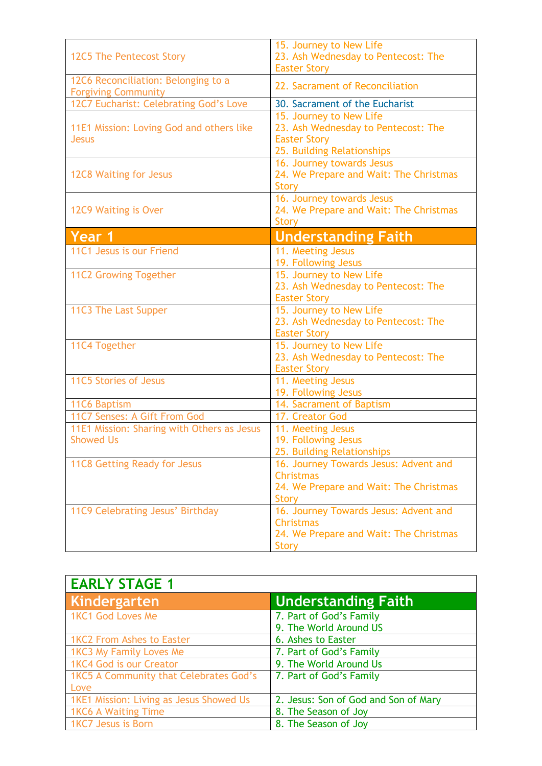| | |
|---|---|
| 12C5 The Pentecost Story | 15. Journey to New Life<br>23. Ash Wednesday to Pentecost: The Easter Story |
| 12C6 Reconciliation: Belonging to a Forgiving Community | 22. Sacrament of Reconciliation |
| 12C7 Eucharist: Celebrating God's Love | 30. Sacrament of the Eucharist |
| 11E1 Mission: Loving God and others like Jesus | 15. Journey to New Life<br>23. Ash Wednesday to Pentecost: The Easter Story<br>25. Building Relationships |
| 12C8 Waiting for Jesus | 16. Journey towards Jesus<br>24. We Prepare and Wait: The Christmas Story |
| 12C9 Waiting is Over | 16. Journey towards Jesus<br>24. We Prepare and Wait: The Christmas Story |
| **Year 1** | **Understanding Faith** |
| 11C1 Jesus is our Friend | 11. Meeting Jesus<br>19. Following Jesus |
| 11C2 Growing Together | 15. Journey to New Life<br>23. Ash Wednesday to Pentecost: The Easter Story |
| 11C3 The Last Supper | 15. Journey to New Life<br>23. Ash Wednesday to Pentecost: The Easter Story |
| 11C4 Together | 15. Journey to New Life<br>23. Ash Wednesday to Pentecost: The Easter Story |
| 11C5 Stories of Jesus | 11. Meeting Jesus<br>19. Following Jesus |
| 11C6 Baptism | 14. Sacrament of Baptism |
| 11C7 Senses: A Gift From God | 17. Creator God |
| 11E1 Mission: Sharing with Others as Jesus Showed Us | 11. Meeting Jesus<br>19. Following Jesus<br>25. Building Relationships |
| 11C8 Getting Ready for Jesus | 16. Journey Towards Jesus: Advent and Christmas<br>24. We Prepare and Wait: The Christmas Story |
| 11C9 Celebrating Jesus' Birthday | 16. Journey Towards Jesus: Advent and Christmas<br>24. We Prepare and Wait: The Christmas Story |

| **EARLY STAGE 1** | |
|---|---|
| **Kindergarten** | **Understanding Faith** |
| 1KC1 God Loves Me | 7. Part of God's Family<br>9. The World Around US |
| 1KC2 From Ashes to Easter | 6. Ashes to Easter |
| 1KC3 My Family Loves Me | 7. Part of God's Family |
| 1KC4 God is our Creator | 9. The World Around Us |
| 1KC5 A Community that Celebrates God's Love | 7. Part of God's Family |
| 1KE1 Mission: Living as Jesus Showed Us | 2. Jesus: Son of God and Son of Mary |
| 1KC6 A Waiting Time | 8. The Season of Joy |
| 1KC7 Jesus is Born | 8. The Season of Joy |